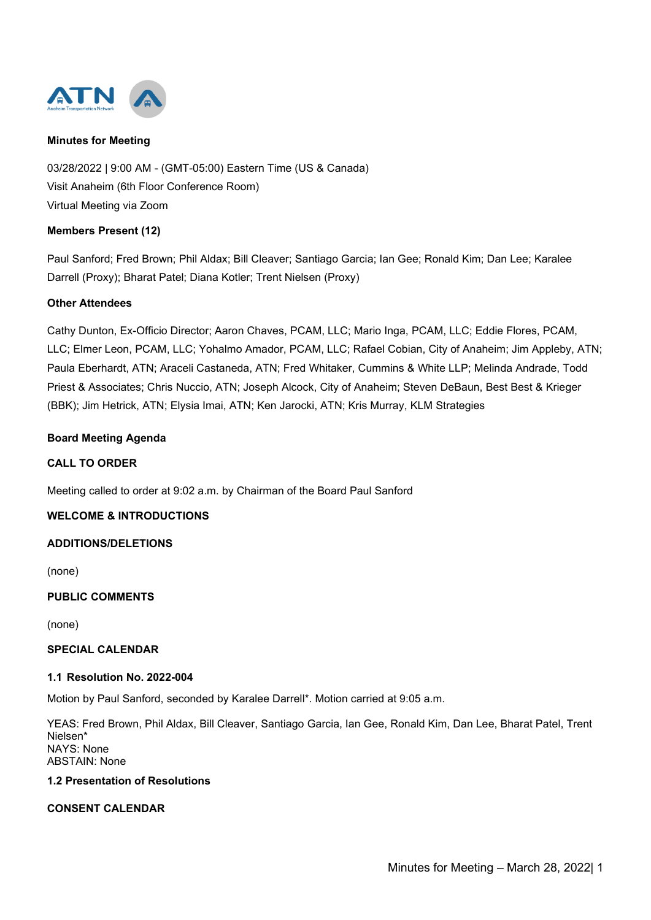**Minutes for Meeting**

03/28/2022 | 9:00 AM - (GMT-05:00) Eastern Time (US & Canada)
Visit Anaheim (6th Floor Conference Room)
Virtual Meeting via Zoom

**Members Present (12)**

Paul Sanford; Fred Brown; Phil Aldax; Bill Cleaver; Santiago Garcia; Ian Gee; Ronald Kim; Dan Lee; Karalee Darrell (Proxy); Bharat Patel; Diana Kotler; Trent Nielsen (Proxy)

**Other Attendees**

Cathy Dunton, Ex-Officio Director; Aaron Chaves, PCAM, LLC; Mario Inga, PCAM, LLC; Eddie Flores, PCAM, LLC; Elmer Leon, PCAM, LLC; Yohalmo Amador, PCAM, LLC; Rafael Cobian, City of Anaheim; Jim Appleby, ATN; Paula Eberhardt, ATN; Araceli Castaneda, ATN; Fred Whitaker, Cummins & White LLP; Melinda Andrade, Todd Priest & Associates; Chris Nuccio, ATN; Joseph Alcock, City of Anaheim; Steven DeBaun, Best Best & Krieger (BBK); Jim Hetrick, ATN; Elysia Imai, ATN; Ken Jarocki, ATN; Kris Murray, KLM Strategies

**Board Meeting Agenda**

**CALL TO ORDER**

Meeting called to order at 9:02 a.m. by Chairman of the Board Paul Sanford

**WELCOME & INTRODUCTIONS**

**ADDITIONS/DELETIONS**

(none)

**PUBLIC COMMENTS**

(none)

**SPECIAL CALENDAR**

**1.1 Resolution No. 2022-004**

Motion by Paul Sanford, seconded by Karalee Darrell*. Motion carried at 9:05 a.m.

YEAS: Fred Brown, Phil Aldax, Bill Cleaver, Santiago Garcia, Ian Gee, Ronald Kim, Dan Lee, Bharat Patel, Trent Nielsen*
NAYS: None
ABSTAIN: None

**1.2 Presentation of Resolutions**

**CONSENT CALENDAR**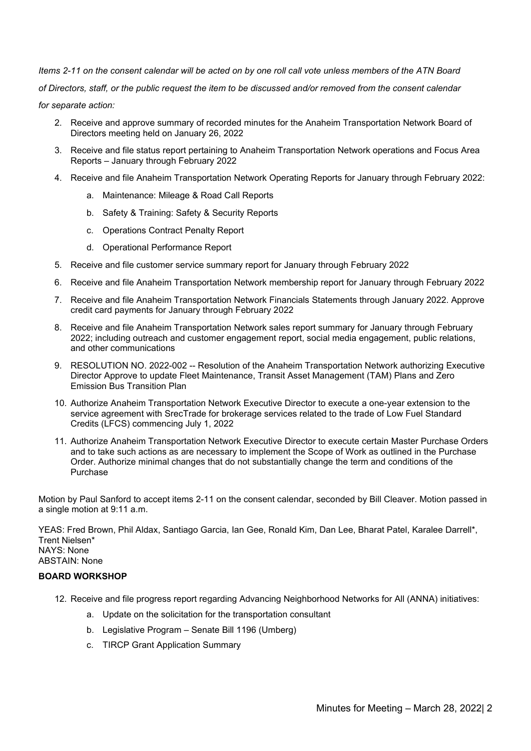*Items 2-11 on the consent calendar will be acted on by one roll call vote unless members of the ATN Board of Directors, staff, or the public request the item to be discussed and/or removed from the consent calendar for separate action:*

2. Receive and approve summary of recorded minutes for the Anaheim Transportation Network Board of Directors meeting held on January 26, 2022
3. Receive and file status report pertaining to Anaheim Transportation Network operations and Focus Area Reports – January through February 2022
4. Receive and file Anaheim Transportation Network Operating Reports for January through February 2022:
    a. Maintenance: Mileage & Road Call Reports
    b. Safety & Training: Safety & Security Reports
    c. Operations Contract Penalty Report
    d. Operational Performance Report
5. Receive and file customer service summary report for January through February 2022
6. Receive and file Anaheim Transportation Network membership report for January through February 2022
7. Receive and file Anaheim Transportation Network Financials Statements through January 2022. Approve credit card payments for January through February 2022
8. Receive and file Anaheim Transportation Network sales report summary for January through February 2022; including outreach and customer engagement report, social media engagement, public relations, and other communications
9. RESOLUTION NO. 2022-002 -- Resolution of the Anaheim Transportation Network authorizing Executive Director Approve to update Fleet Maintenance, Transit Asset Management (TAM) Plans and Zero Emission Bus Transition Plan
10. Authorize Anaheim Transportation Network Executive Director to execute a one-year extension to the service agreement with SrecTrade for brokerage services related to the trade of Low Fuel Standard Credits (LFCS) commencing July 1, 2022
11. Authorize Anaheim Transportation Network Executive Director to execute certain Master Purchase Orders and to take such actions as are necessary to implement the Scope of Work as outlined in the Purchase Order. Authorize minimal changes that do not substantially change the term and conditions of the Purchase

Motion by Paul Sanford to accept items 2-11 on the consent calendar, seconded by Bill Cleaver. Motion passed in a single motion at 9:11 a.m.

YEAS: Fred Brown, Phil Aldax, Santiago Garcia, Ian Gee, Ronald Kim, Dan Lee, Bharat Patel, Karalee Darrell*, Trent Nielsen*
NAYS: None
ABSTAIN: None

**BOARD WORKSHOP**

12. Receive and file progress report regarding Advancing Neighborhood Networks for All (ANNA) initiatives:
    a. Update on the solicitation for the transportation consultant
    b. Legislative Program – Senate Bill 1196 (Umberg)
    c. TIRCP Grant Application Summary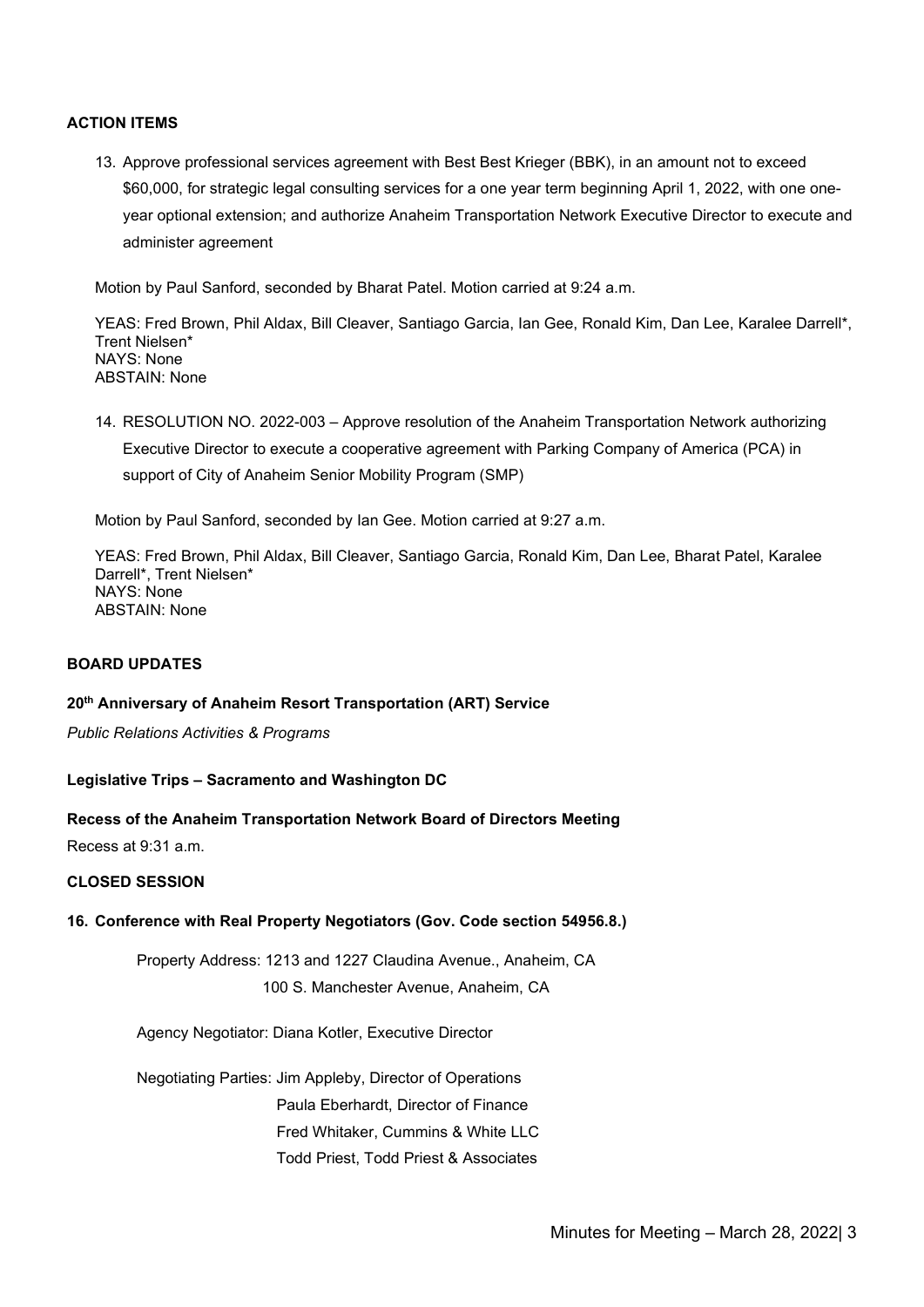**ACTION ITEMS**

13. Approve professional services agreement with Best Best Krieger (BBK), in an amount not to exceed $60,000, for strategic legal consulting services for a one year term beginning April 1, 2022, with one one-year optional extension; and authorize Anaheim Transportation Network Executive Director to execute and administer agreement

Motion by Paul Sanford, seconded by Bharat Patel. Motion carried at 9:24 a.m.

YEAS: Fred Brown, Phil Aldax, Bill Cleaver, Santiago Garcia, Ian Gee, Ronald Kim, Dan Lee, Karalee Darrell*, Trent Nielsen*
NAYS: None
ABSTAIN: None

14. RESOLUTION NO. 2022-003 – Approve resolution of the Anaheim Transportation Network authorizing Executive Director to execute a cooperative agreement with Parking Company of America (PCA) in support of City of Anaheim Senior Mobility Program (SMP)

Motion by Paul Sanford, seconded by Ian Gee. Motion carried at 9:27 a.m.

YEAS: Fred Brown, Phil Aldax, Bill Cleaver, Santiago Garcia, Ronald Kim, Dan Lee, Bharat Patel, Karalee Darrell*, Trent Nielsen*
NAYS: None
ABSTAIN: None

**BOARD UPDATES**

**20th Anniversary of Anaheim Resort Transportation (ART) Service**

*Public Relations Activities & Programs*

**Legislative Trips – Sacramento and Washington DC**

**Recess of the Anaheim Transportation Network Board of Directors Meeting**

Recess at 9:31 a.m.

**CLOSED SESSION**

**16. Conference with Real Property Negotiators (Gov. Code section 54956.8.)**

Property Address: 1213 and 1227 Claudina Avenue., Anaheim, CA
100 S. Manchester Avenue, Anaheim, CA

Agency Negotiator: Diana Kotler, Executive Director

Negotiating Parties: Jim Appleby, Director of Operations
Paula Eberhardt, Director of Finance
Fred Whitaker, Cummins & White LLC
Todd Priest, Todd Priest & Associates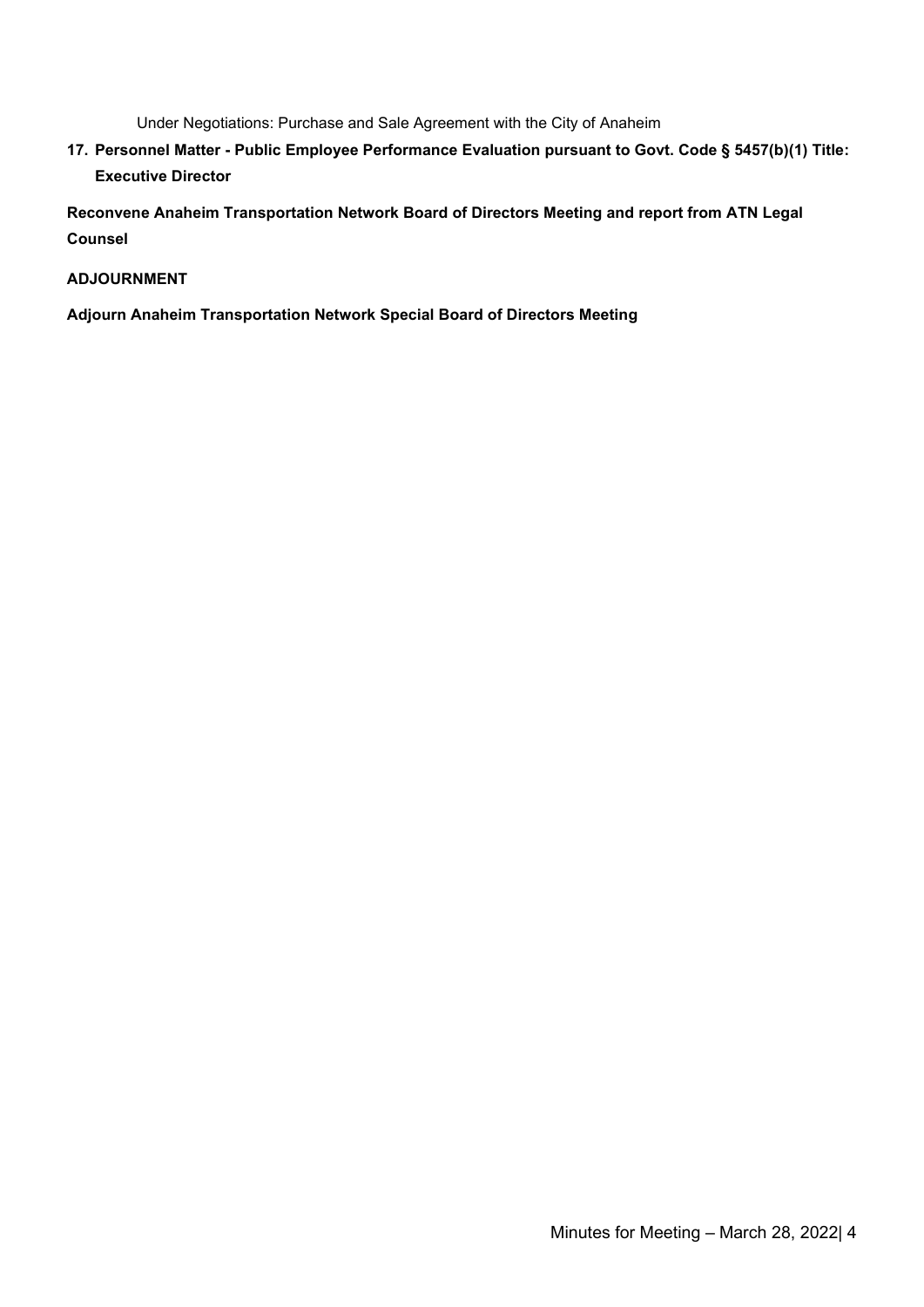Under Negotiations: Purchase and Sale Agreement with the City of Anaheim

**17. Personnel Matter - Public Employee Performance Evaluation pursuant to Govt. Code § 5457(b)(1) Title: Executive Director**

**Reconvene Anaheim Transportation Network Board of Directors Meeting and report from ATN Legal Counsel**

**ADJOURNMENT**

**Adjourn Anaheim Transportation Network Special Board of Directors Meeting**